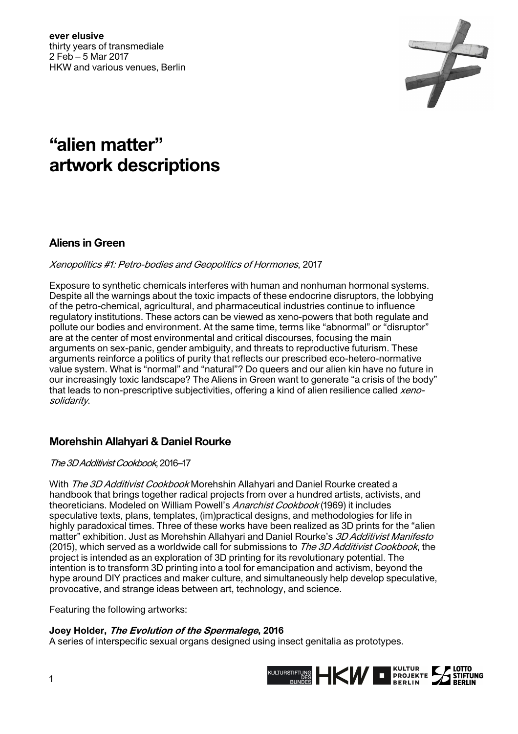**ever elusive**
thirty years of transmediale
2 Feb – 5 Mar 2017
HKW and various venues, Berlin

# "alien matter" artwork descriptions

## Aliens in Green

*Xenopolitics #1: Petro-bodies and Geopolitics of Hormones*, 2017

Exposure to synthetic chemicals interferes with human and nonhuman hormonal systems. Despite all the warnings about the toxic impacts of these endocrine disruptors, the lobbying of the petro-chemical, agricultural, and pharmaceutical industries continue to influence regulatory institutions. These actors can be viewed as xeno-powers that both regulate and pollute our bodies and environment. At the same time, terms like "abnormal" or "disruptor" are at the center of most environmental and critical discourses, focusing the main arguments on sex-panic, gender ambiguity, and threats to reproductive futurism. These arguments reinforce a politics of purity that reflects our prescribed eco-hetero-normative value system. What is "normal" and "natural"? Do queers and our alien kin have no future in our increasingly toxic landscape? The Aliens in Green want to generate "a crisis of the body" that leads to non-prescriptive subjectivities, offering a kind of alien resilience called *xeno-solidarity*.

## Morehshin Allahyari & Daniel Rourke

*The 3D Additivist Cookbook*, 2016–17

With *The 3D Additivist Cookbook* Morehshin Allahyari and Daniel Rourke created a handbook that brings together radical projects from over a hundred artists, activists, and theoreticians. Modeled on William Powell's *Anarchist Cookbook* (1969) it includes speculative texts, plans, templates, (im)practical designs, and methodologies for life in highly paradoxical times. Three of these works have been realized as 3D prints for the "alien matter" exhibition. Just as Morehshin Allahyari and Daniel Rourke's *3D Additivist Manifesto* (2015), which served as a worldwide call for submissions to *The 3D Additivist Cookbook*, the project is intended as an exploration of 3D printing for its revolutionary potential. The intention is to transform 3D printing into a tool for emancipation and activism, beyond the hype around DIY practices and maker culture, and simultaneously help develop speculative, provocative, and strange ideas between art, technology, and science.

Featuring the following artworks:

**Joey Holder, *The Evolution of the Spermalege*, 2016**
A series of interspecific sexual organs designed using insect genitalia as prototypes.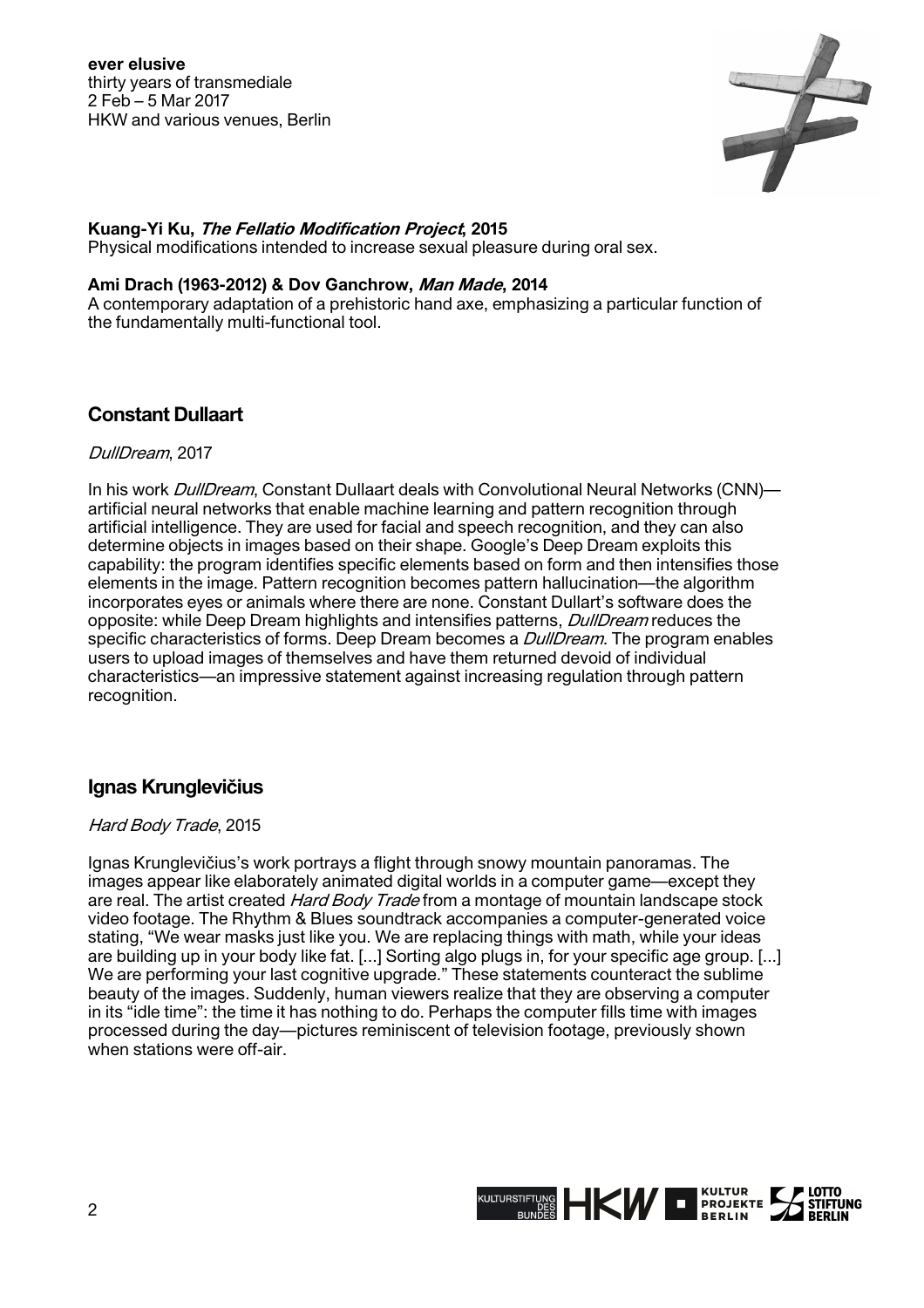**Kuang-Yi Ku, *The Fellatio Modification Project*, 2015**
Physical modifications intended to increase sexual pleasure during oral sex.

**Ami Drach (1963-2012) & Dov Ganchrow, *Man Made*, 2014**
A contemporary adaptation of a prehistoric hand axe, emphasizing a particular function of the fundamentally multi-functional tool.

## Constant Dullaart

*DullDream*, 2017

In his work *DullDream*, Constant Dullaart deals with Convolutional Neural Networks (CNN)—artificial neural networks that enable machine learning and pattern recognition through artificial intelligence. They are used for facial and speech recognition, and they can also determine objects in images based on their shape. Google's Deep Dream exploits this capability: the program identifies specific elements based on form and then intensifies those elements in the image. Pattern recognition becomes pattern hallucination—the algorithm incorporates eyes or animals where there are none. Constant Dullart's software does the opposite: while Deep Dream highlights and intensifies patterns, *DullDream* reduces the specific characteristics of forms. Deep Dream becomes a *DullDream*. The program enables users to upload images of themselves and have them returned devoid of individual characteristics—an impressive statement against increasing regulation through pattern recognition.

## Ignas Krunglevičius

*Hard Body Trade*, 2015

Ignas Krunglevičius's work portrays a flight through snowy mountain panoramas. The images appear like elaborately animated digital worlds in a computer game—except they are real. The artist created *Hard Body Trade* from a montage of mountain landscape stock video footage. The Rhythm & Blues soundtrack accompanies a computer-generated voice stating, "We wear masks just like you. We are replacing things with math, while your ideas are building up in your body like fat. [...] Sorting algo plugs in, for your specific age group. [...] We are performing your last cognitive upgrade." These statements counteract the sublime beauty of the images. Suddenly, human viewers realize that they are observing a computer in its "idle time": the time it has nothing to do. Perhaps the computer fills time with images processed during the day—pictures reminiscent of television footage, previously shown when stations were off-air.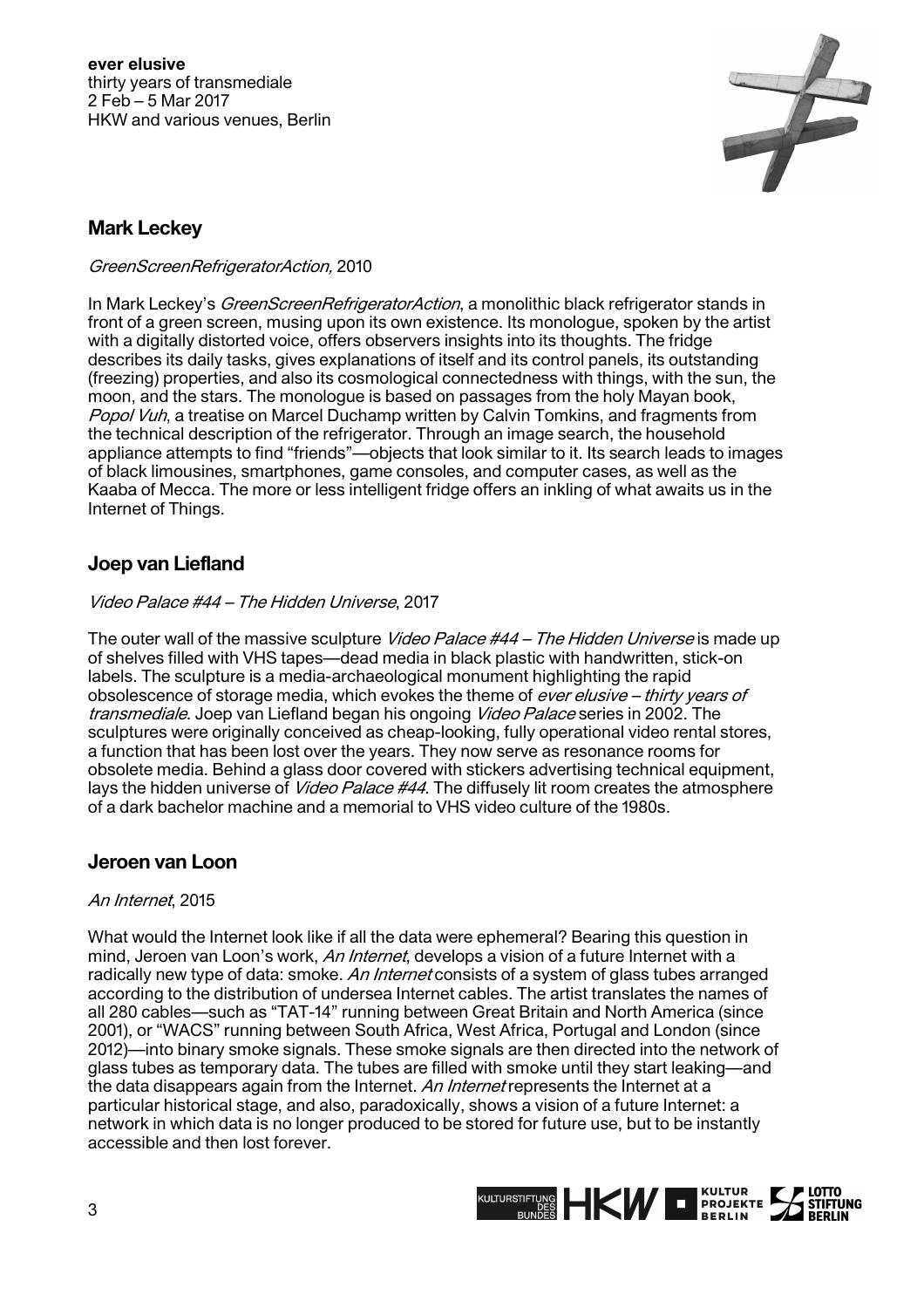## Mark Leckey

*GreenScreenRefrigeratorAction,* 2010

In Mark Leckey's *GreenScreenRefrigeratorAction*, a monolithic black refrigerator stands in front of a green screen, musing upon its own existence. Its monologue, spoken by the artist with a digitally distorted voice, offers observers insights into its thoughts. The fridge describes its daily tasks, gives explanations of itself and its control panels, its outstanding (freezing) properties, and also its cosmological connectedness with things, with the sun, the moon, and the stars. The monologue is based on passages from the holy Mayan book, *Popol Vuh*, a treatise on Marcel Duchamp written by Calvin Tomkins, and fragments from the technical description of the refrigerator. Through an image search, the household appliance attempts to find "friends"—objects that look similar to it. Its search leads to images of black limousines, smartphones, game consoles, and computer cases, as well as the Kaaba of Mecca. The more or less intelligent fridge offers an inkling of what awaits us in the Internet of Things.

## Joep van Liefland

*Video Palace #44 – The Hidden Universe*, 2017

The outer wall of the massive sculpture *Video Palace #44 – The Hidden Universe* is made up of shelves filled with VHS tapes—dead media in black plastic with handwritten, stick-on labels. The sculpture is a media-archaeological monument highlighting the rapid obsolescence of storage media, which evokes the theme of *ever elusive – thirty years of transmediale*. Joep van Liefland began his ongoing *Video Palace* series in 2002. The sculptures were originally conceived as cheap-looking, fully operational video rental stores, a function that has been lost over the years. They now serve as resonance rooms for obsolete media. Behind a glass door covered with stickers advertising technical equipment, lays the hidden universe of *Video Palace #44*. The diffusely lit room creates the atmosphere of a dark bachelor machine and a memorial to VHS video culture of the 1980s.

## Jeroen van Loon

*An Internet*, 2015

What would the Internet look like if all the data were ephemeral? Bearing this question in mind, Jeroen van Loon's work, *An Internet*, develops a vision of a future Internet with a radically new type of data: smoke. *An Internet* consists of a system of glass tubes arranged according to the distribution of undersea Internet cables. The artist translates the names of all 280 cables—such as "TAT-14" running between Great Britain and North America (since 2001), or "WACS" running between South Africa, West Africa, Portugal and London (since 2012)—into binary smoke signals. These smoke signals are then directed into the network of glass tubes as temporary data. The tubes are filled with smoke until they start leaking—and the data disappears again from the Internet. *An Internet* represents the Internet at a particular historical stage, and also, paradoxically, shows a vision of a future Internet: a network in which data is no longer produced to be stored for future use, but to be instantly accessible and then lost forever.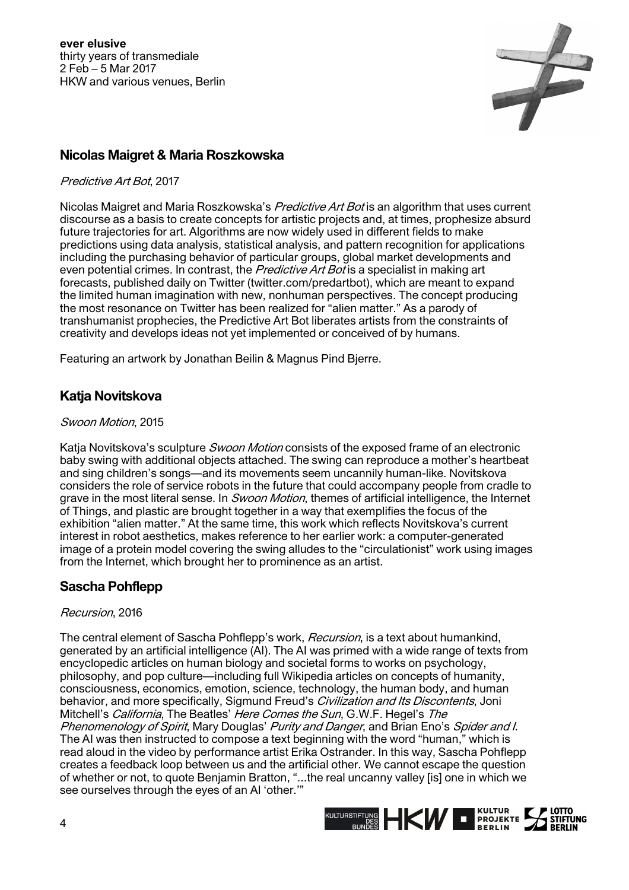## Nicolas Maigret & Maria Roszkowska

*Predictive Art Bot*, 2017

Nicolas Maigret and Maria Roszkowska's *Predictive Art Bot* is an algorithm that uses current discourse as a basis to create concepts for artistic projects and, at times, prophesize absurd future trajectories for art. Algorithms are now widely used in different fields to make predictions using data analysis, statistical analysis, and pattern recognition for applications including the purchasing behavior of particular groups, global market developments and even potential crimes. In contrast, the *Predictive Art Bot* is a specialist in making art forecasts, published daily on Twitter (twitter.com/predartbot), which are meant to expand the limited human imagination with new, nonhuman perspectives. The concept producing the most resonance on Twitter has been realized for "alien matter." As a parody of transhumanist prophecies, the Predictive Art Bot liberates artists from the constraints of creativity and develops ideas not yet implemented or conceived of by humans.

Featuring an artwork by Jonathan Beilin & Magnus Pind Bjerre.

## Katja Novitskova

*Swoon Motion*, 2015

Katja Novitskova's sculpture *Swoon Motion* consists of the exposed frame of an electronic baby swing with additional objects attached. The swing can reproduce a mother's heartbeat and sing children's songs—and its movements seem uncannily human-like. Novitskova considers the role of service robots in the future that could accompany people from cradle to grave in the most literal sense. In *Swoon Motion*, themes of artificial intelligence, the Internet of Things, and plastic are brought together in a way that exemplifies the focus of the exhibition "alien matter." At the same time, this work which reflects Novitskova's current interest in robot aesthetics, makes reference to her earlier work: a computer-generated image of a protein model covering the swing alludes to the "circulationist" work using images from the Internet, which brought her to prominence as an artist.

## Sascha Pohflepp

*Recursion*, 2016

The central element of Sascha Pohflepp's work, *Recursion*, is a text about humankind, generated by an artificial intelligence (AI). The AI was primed with a wide range of texts from encyclopedic articles on human biology and societal forms to works on psychology, philosophy, and pop culture—including full Wikipedia articles on concepts of humanity, consciousness, economics, emotion, science, technology, the human body, and human behavior, and more specifically, Sigmund Freud's *Civilization and Its Discontents*, Joni Mitchell's *California*, The Beatles' *Here Comes the Sun*, G.W.F. Hegel's *The Phenomenology of Spirit*, Mary Douglas' *Purity and Danger*, and Brian Eno's *Spider and I*. The AI was then instructed to compose a text beginning with the word "human," which is read aloud in the video by performance artist Erika Ostrander. In this way, Sascha Pohflepp creates a feedback loop between us and the artificial other. We cannot escape the question of whether or not, to quote Benjamin Bratton, "...the real uncanny valley [is] one in which we see ourselves through the eyes of an AI 'other.'"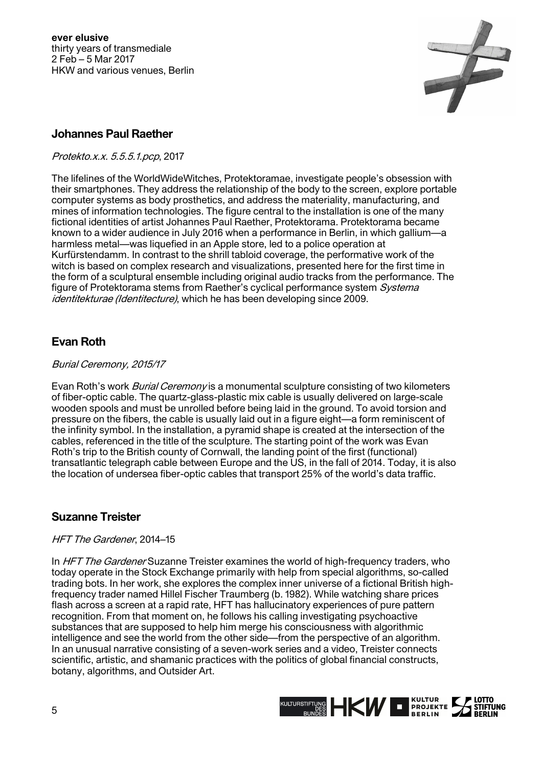## Johannes Paul Raether

*Protekto.x.x. 5.5.5.1.pcp*, 2017

The lifelines of the WorldWideWitches, Protektoramae, investigate people's obsession with their smartphones. They address the relationship of the body to the screen, explore portable computer systems as body prosthetics, and address the materiality, manufacturing, and mines of information technologies. The figure central to the installation is one of the many fictional identities of artist Johannes Paul Raether, Protektorama. Protektorama became known to a wider audience in July 2016 when a performance in Berlin, in which gallium—a harmless metal—was liquefied in an Apple store, led to a police operation at Kurfürstendamm. In contrast to the shrill tabloid coverage, the performative work of the witch is based on complex research and visualizations, presented here for the first time in the form of a sculptural ensemble including original audio tracks from the performance. The figure of Protektorama stems from Raether's cyclical performance system *Systema identitekturae (Identitecture)*, which he has been developing since 2009.

## Evan Roth

*Burial Ceremony, 2015/17*

Evan Roth's work *Burial Ceremony* is a monumental sculpture consisting of two kilometers of fiber-optic cable. The quartz-glass-plastic mix cable is usually delivered on large-scale wooden spools and must be unrolled before being laid in the ground. To avoid torsion and pressure on the fibers, the cable is usually laid out in a figure eight—a form reminiscent of the infinity symbol. In the installation, a pyramid shape is created at the intersection of the cables, referenced in the title of the sculpture. The starting point of the work was Evan Roth's trip to the British county of Cornwall, the landing point of the first (functional) transatlantic telegraph cable between Europe and the US, in the fall of 2014. Today, it is also the location of undersea fiber-optic cables that transport 25% of the world's data traffic.

## Suzanne Treister

*HFT The Gardener*, 2014–15

In *HFT The Gardener* Suzanne Treister examines the world of high-frequency traders, who today operate in the Stock Exchange primarily with help from special algorithms, so-called trading bots. In her work, she explores the complex inner universe of a fictional British high-frequency trader named Hillel Fischer Traumberg (b. 1982). While watching share prices flash across a screen at a rapid rate, HFT has hallucinatory experiences of pure pattern recognition. From that moment on, he follows his calling investigating psychoactive substances that are supposed to help him merge his consciousness with algorithmic intelligence and see the world from the other side—from the perspective of an algorithm. In an unusual narrative consisting of a seven-work series and a video, Treister connects scientific, artistic, and shamanic practices with the politics of global financial constructs, botany, algorithms, and Outsider Art.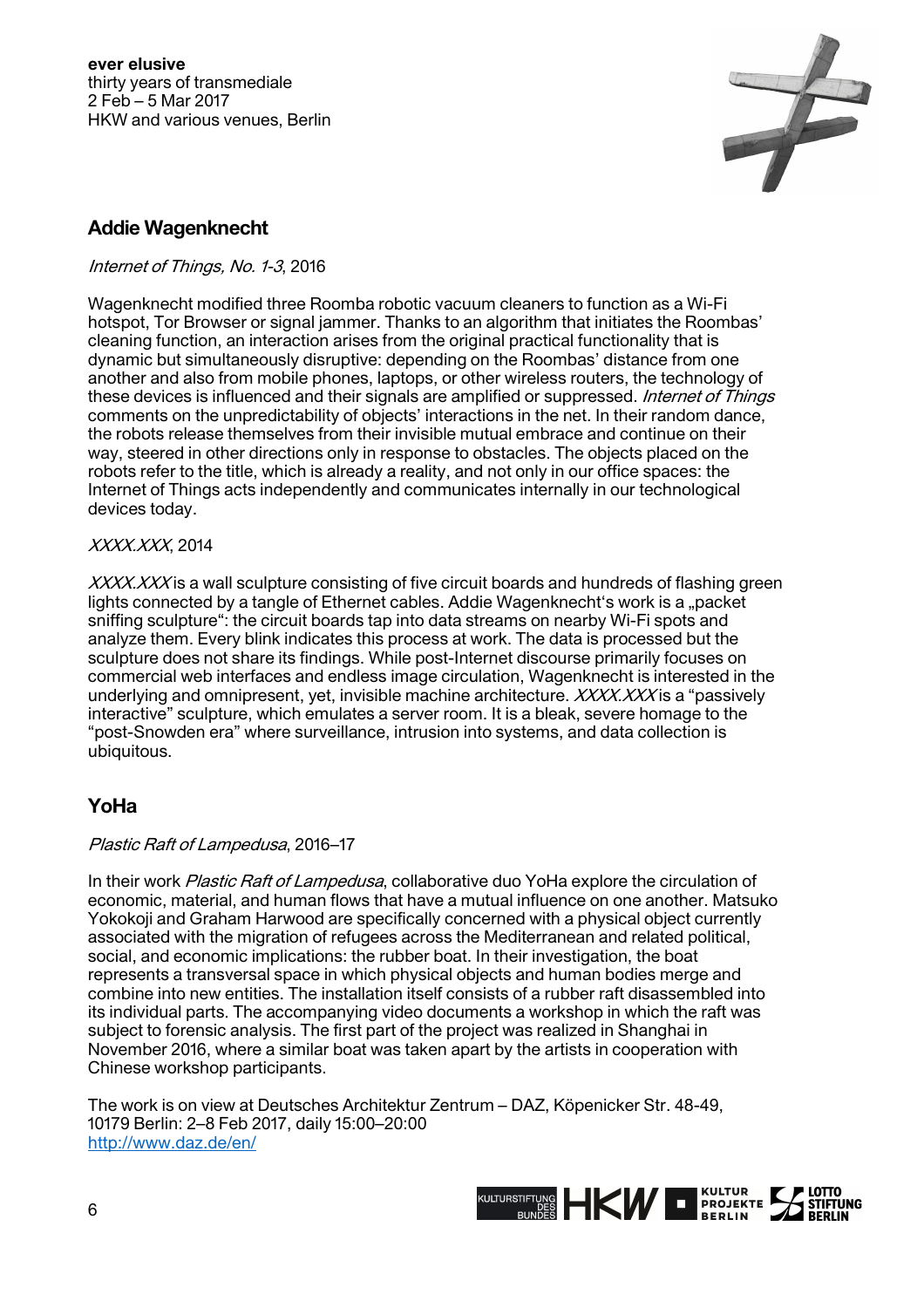## Addie Wagenknecht

*Internet of Things, No. 1-3*, 2016

Wagenknecht modified three Roomba robotic vacuum cleaners to function as a Wi-Fi hotspot, Tor Browser or signal jammer. Thanks to an algorithm that initiates the Roombas' cleaning function, an interaction arises from the original practical functionality that is dynamic but simultaneously disruptive: depending on the Roombas' distance from one another and also from mobile phones, laptops, or other wireless routers, the technology of these devices is influenced and their signals are amplified or suppressed. *Internet of Things* comments on the unpredictability of objects' interactions in the net. In their random dance, the robots release themselves from their invisible mutual embrace and continue on their way, steered in other directions only in response to obstacles. The objects placed on the robots refer to the title, which is already a reality, and not only in our office spaces: the Internet of Things acts independently and communicates internally in our technological devices today.

*XXXX.XXX*, 2014

*XXXX.XXX* is a wall sculpture consisting of five circuit boards and hundreds of flashing green lights connected by a tangle of Ethernet cables. Addie Wagenknecht's work is a „packet sniffing sculpture": the circuit boards tap into data streams on nearby Wi-Fi spots and analyze them. Every blink indicates this process at work. The data is processed but the sculpture does not share its findings. While post-Internet discourse primarily focuses on commercial web interfaces and endless image circulation, Wagenknecht is interested in the underlying and omnipresent, yet, invisible machine architecture. *XXXX.XXX* is a "passively interactive" sculpture, which emulates a server room. It is a bleak, severe homage to the "post-Snowden era" where surveillance, intrusion into systems, and data collection is ubiquitous.

## YoHa

*Plastic Raft of Lampedusa*, 2016–17

In their work *Plastic Raft of Lampedusa*, collaborative duo YoHa explore the circulation of economic, material, and human flows that have a mutual influence on one another. Matsuko Yokokoji and Graham Harwood are specifically concerned with a physical object currently associated with the migration of refugees across the Mediterranean and related political, social, and economic implications: the rubber boat. In their investigation, the boat represents a transversal space in which physical objects and human bodies merge and combine into new entities. The installation itself consists of a rubber raft disassembled into its individual parts. The accompanying video documents a workshop in which the raft was subject to forensic analysis. The first part of the project was realized in Shanghai in November 2016, where a similar boat was taken apart by the artists in cooperation with Chinese workshop participants.

The work is on view at Deutsches Architektur Zentrum – DAZ, Köpenicker Str. 48-49, 10179 Berlin: 2–8 Feb 2017, daily 15:00–20:00
http://www.daz.de/en/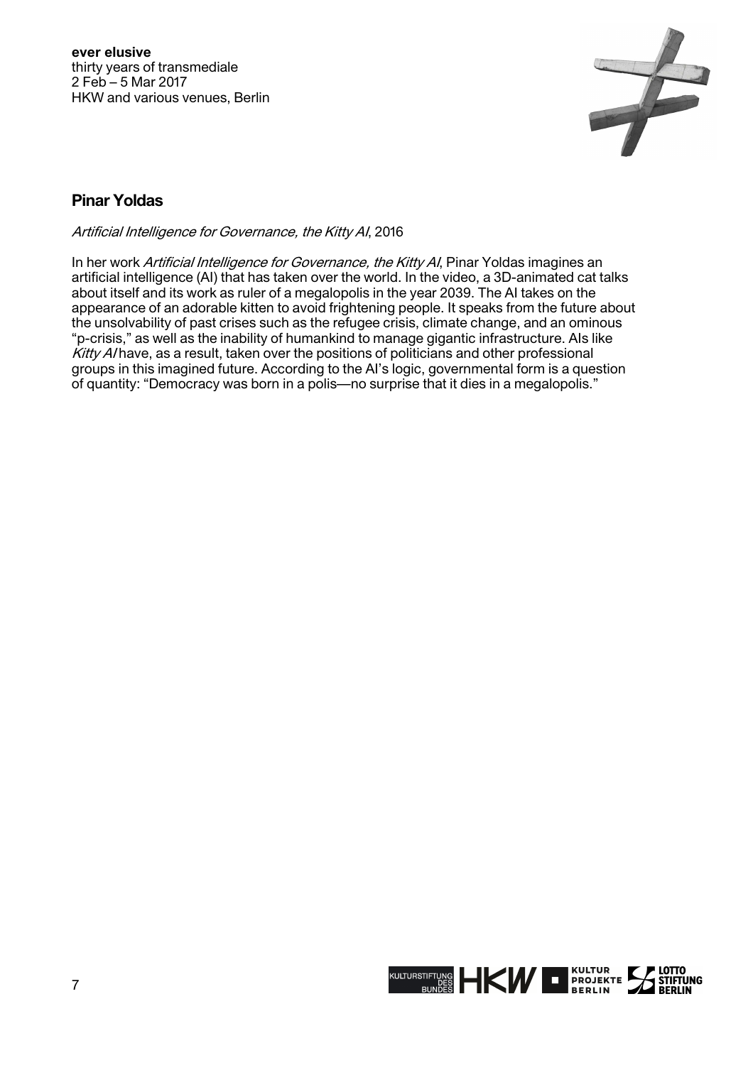## Pinar Yoldas

*Artificial Intelligence for Governance, the Kitty AI*, 2016

In her work *Artificial Intelligence for Governance, the Kitty AI*, Pinar Yoldas imagines an artificial intelligence (AI) that has taken over the world. In the video, a 3D-animated cat talks about itself and its work as ruler of a megalopolis in the year 2039. The AI takes on the appearance of an adorable kitten to avoid frightening people. It speaks from the future about the unsolvability of past crises such as the refugee crisis, climate change, and an ominous "p-crisis," as well as the inability of humankind to manage gigantic infrastructure. AIs like *Kitty AI* have, as a result, taken over the positions of politicians and other professional groups in this imagined future. According to the AI's logic, governmental form is a question of quantity: "Democracy was born in a polis—no surprise that it dies in a megalopolis."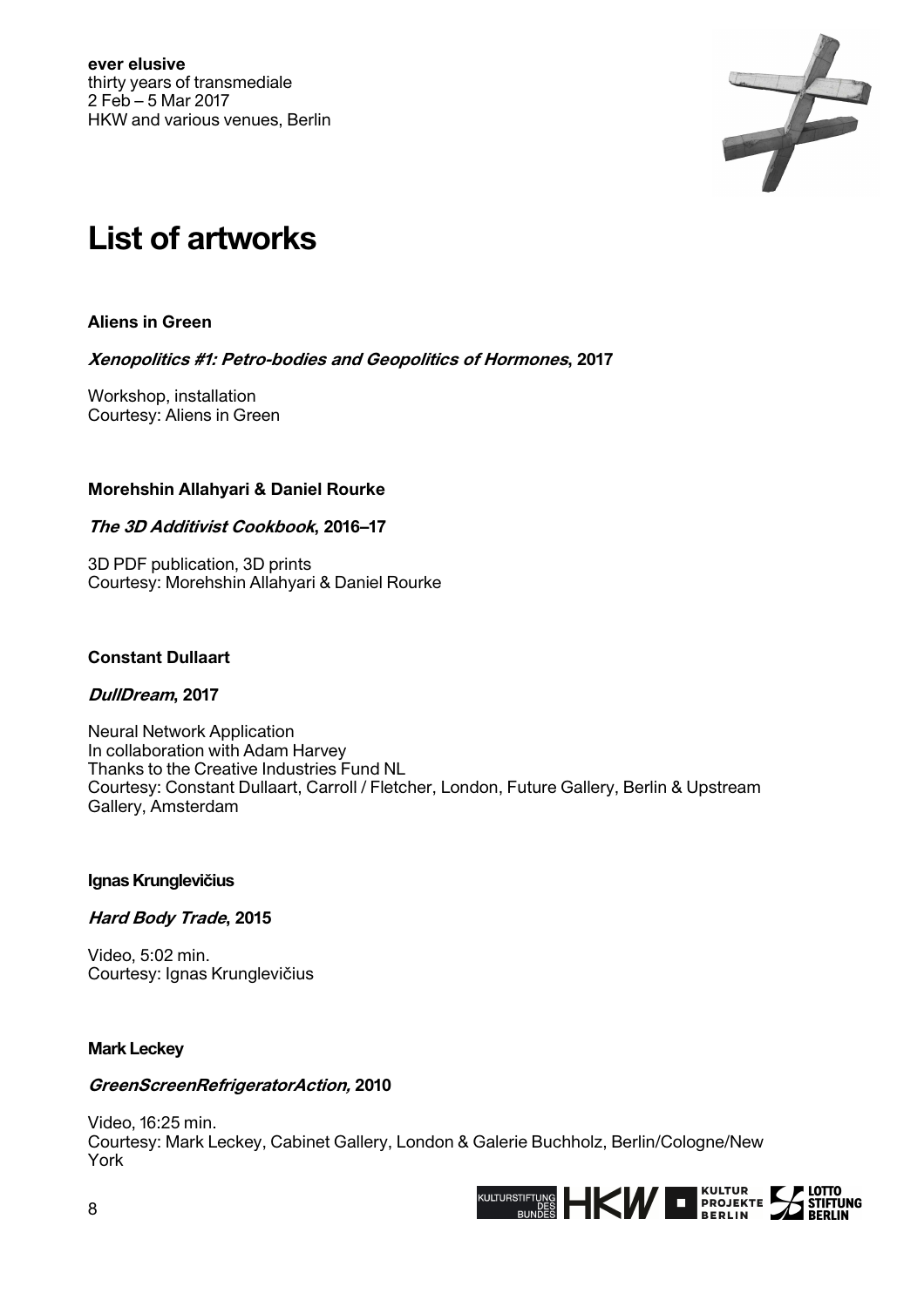**ever elusive**
thirty years of transmediale
2 Feb – 5 Mar 2017
HKW and various venues, Berlin

# List of artworks

**Aliens in Green**

***Xenopolitics #1: Petro-bodies and Geopolitics of Hormones*, 2017**

Workshop, installation
Courtesy: Aliens in Green

**Morehshin Allahyari & Daniel Rourke**

***The 3D Additivist Cookbook*, 2016–17**

3D PDF publication, 3D prints
Courtesy: Morehshin Allahyari & Daniel Rourke

**Constant Dullaart**

***DullDream*, 2017**

Neural Network Application
In collaboration with Adam Harvey
Thanks to the Creative Industries Fund NL
Courtesy: Constant Dullaart, Carroll / Fletcher, London, Future Gallery, Berlin & Upstream Gallery, Amsterdam

**Ignas Krunglevičius**

***Hard Body Trade*, 2015**

Video, 5:02 min.
Courtesy: Ignas Krunglevičius

**Mark Leckey**

***GreenScreenRefrigeratorAction,* 2010**

Video, 16:25 min.
Courtesy: Mark Leckey, Cabinet Gallery, London & Galerie Buchholz, Berlin/Cologne/New York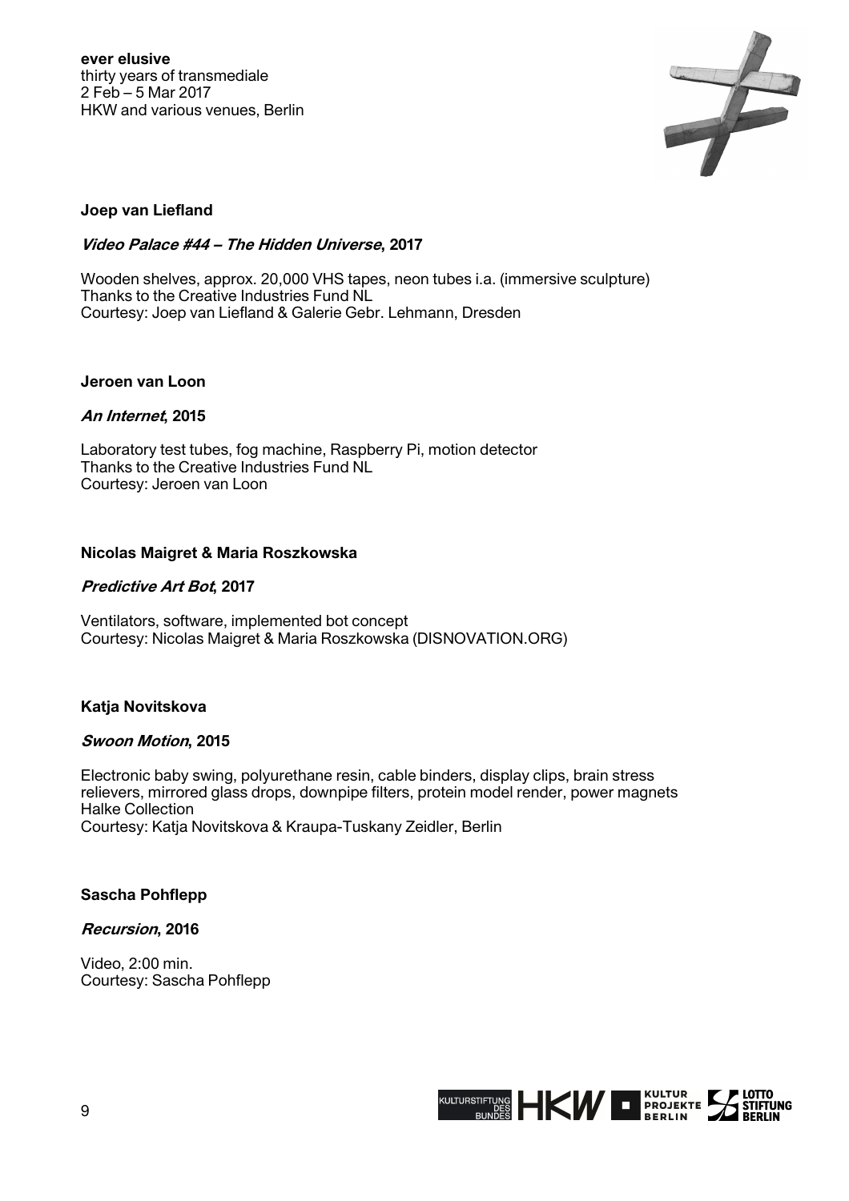**Joep van Liefland**

***Video Palace #44 – The Hidden Universe*, 2017**

Wooden shelves, approx. 20,000 VHS tapes, neon tubes i.a. (immersive sculpture)
Thanks to the Creative Industries Fund NL
Courtesy: Joep van Liefland & Galerie Gebr. Lehmann, Dresden

**Jeroen van Loon**

***An Internet*, 2015**

Laboratory test tubes, fog machine, Raspberry Pi, motion detector
Thanks to the Creative Industries Fund NL
Courtesy: Jeroen van Loon

**Nicolas Maigret & Maria Roszkowska**

***Predictive Art Bot*, 2017**

Ventilators, software, implemented bot concept
Courtesy: Nicolas Maigret & Maria Roszkowska (DISNOVATION.ORG)

**Katja Novitskova**

***Swoon Motion*, 2015**

Electronic baby swing, polyurethane resin, cable binders, display clips, brain stress relievers, mirrored glass drops, downpipe filters, protein model render, power magnets
Halke Collection
Courtesy: Katja Novitskova & Kraupa-Tuskany Zeidler, Berlin

**Sascha Pohflepp**

***Recursion*, 2016**

Video, 2:00 min.
Courtesy: Sascha Pohflepp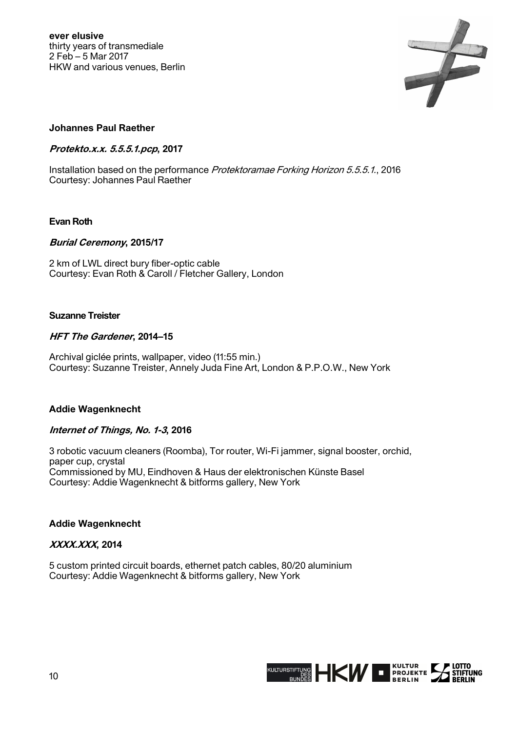### Johannes Paul Raether

***Protekto.x.x. 5.5.5.1.pcp*, 2017**

Installation based on the performance *Protektoramae Forking Horizon 5.5.5.1.*, 2016
Courtesy: Johannes Paul Raether

### Evan Roth

***Burial Ceremony*, 2015/17**

2 km of LWL direct bury fiber-optic cable
Courtesy: Evan Roth & Caroll / Fletcher Gallery, London

### Suzanne Treister

***HFT The Gardener*, 2014–15**

Archival giclée prints, wallpaper, video (11:55 min.)
Courtesy: Suzanne Treister, Annely Juda Fine Art, London & P.P.O.W., New York

### Addie Wagenknecht

***Internet of Things, No. 1-3*, 2016**

3 robotic vacuum cleaners (Roomba), Tor router, Wi-Fi jammer, signal booster, orchid, paper cup, crystal
Commissioned by MU, Eindhoven & Haus der elektronischen Künste Basel
Courtesy: Addie Wagenknecht & bitforms gallery, New York

### Addie Wagenknecht

***XXXX.XXX*, 2014**

5 custom printed circuit boards, ethernet patch cables, 80/20 aluminium
Courtesy: Addie Wagenknecht & bitforms gallery, New York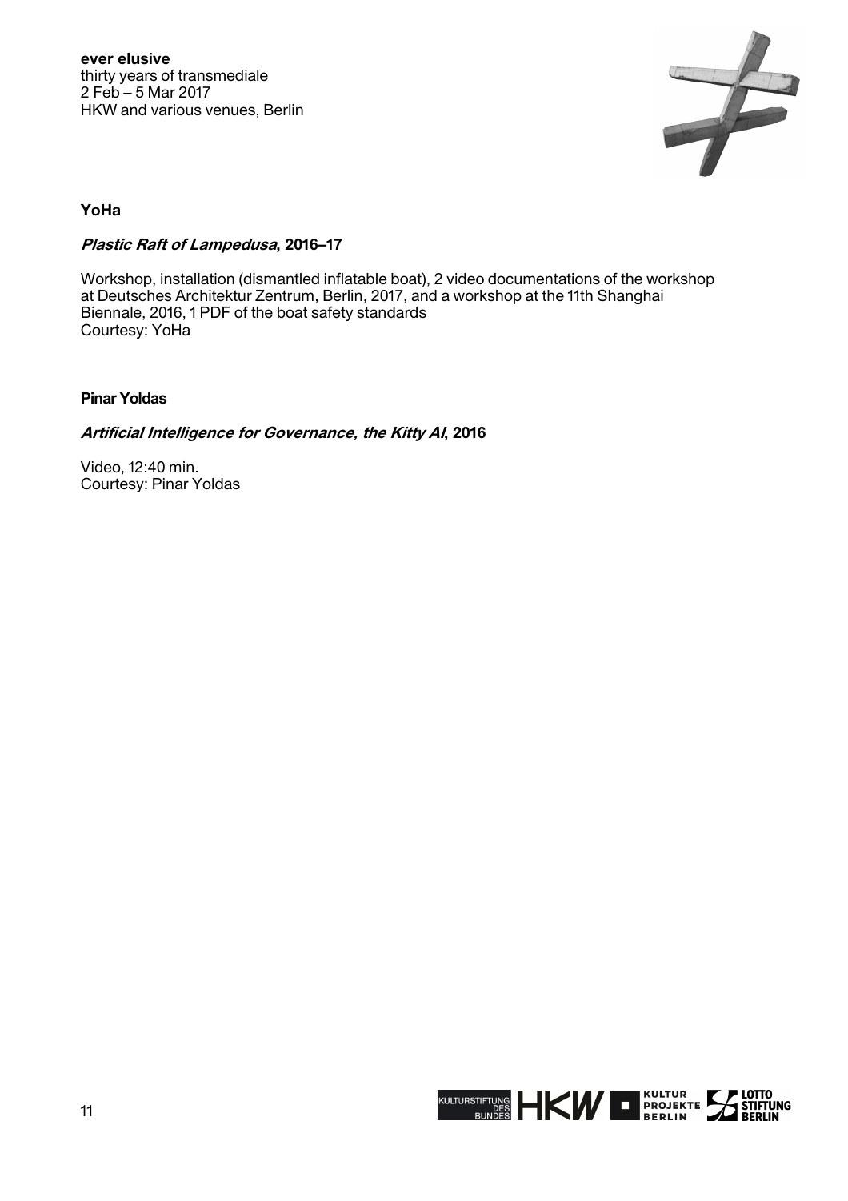**YoHa**

***Plastic Raft of Lampedusa*, 2016–17**

Workshop, installation (dismantled inflatable boat), 2 video documentations of the workshop at Deutsches Architektur Zentrum, Berlin, 2017, and a workshop at the 11th Shanghai Biennale, 2016, 1 PDF of the boat safety standards
Courtesy: YoHa

**Pinar Yoldas**

***Artificial Intelligence for Governance, the Kitty AI*, 2016**

Video, 12:40 min.
Courtesy: Pinar Yoldas